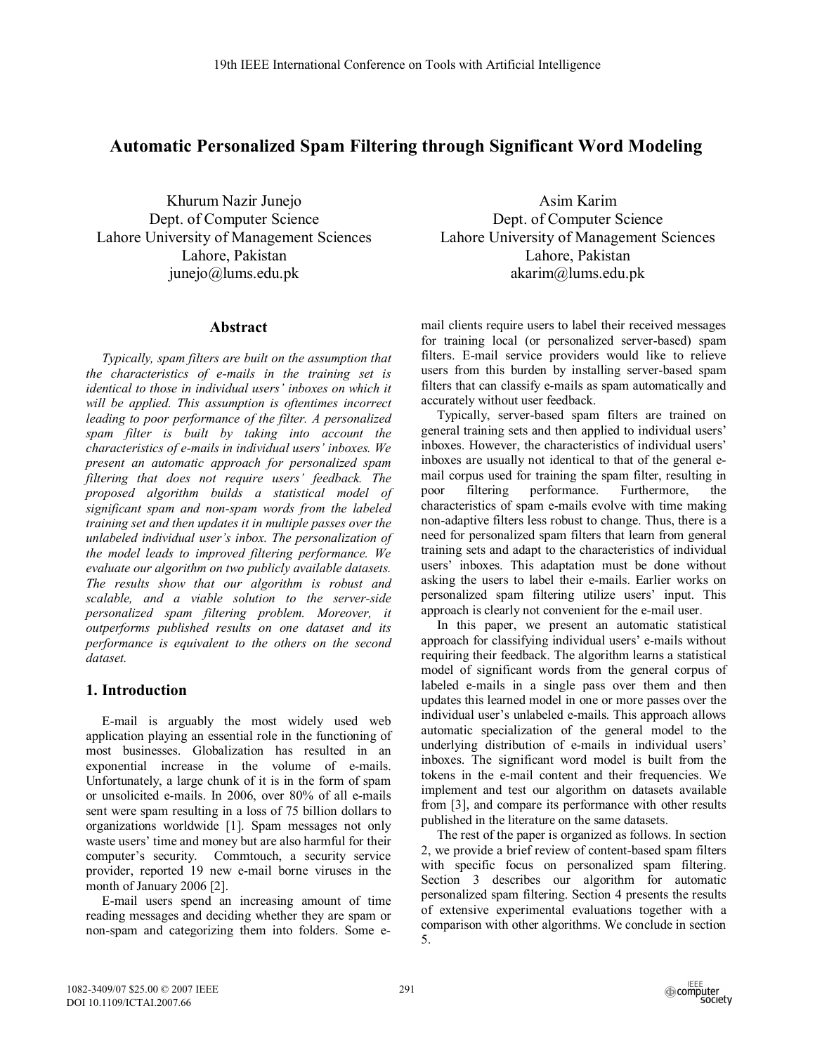# Automatic Personalized Spam Filtering through Significant Word Modeling

Khurum Nazir Junejo
Dept. of Computer Science
Lahore University of Management Sciences
Lahore, Pakistan
junejo@lums.edu.pk

Asim Karim
Dept. of Computer Science
Lahore University of Management Sciences
Lahore, Pakistan
akarim@lums.edu.pk

## Abstract

*Typically, spam filters are built on the assumption that the characteristics of e-mails in the training set is identical to those in individual users' inboxes on which it will be applied. This assumption is oftentimes incorrect leading to poor performance of the filter. A personalized spam filter is built by taking into account the characteristics of e-mails in individual users' inboxes. We present an automatic approach for personalized spam filtering that does not require users' feedback. The proposed algorithm builds a statistical model of significant spam and non-spam words from the labeled training set and then updates it in multiple passes over the unlabeled individual user's inbox. The personalization of the model leads to improved filtering performance. We evaluate our algorithm on two publicly available datasets. The results show that our algorithm is robust and scalable, and a viable solution to the server-side personalized spam filtering problem. Moreover, it outperforms published results on one dataset and its performance is equivalent to the others on the second dataset.*

## 1. Introduction

E-mail is arguably the most widely used web application playing an essential role in the functioning of most businesses. Globalization has resulted in an exponential increase in the volume of e-mails. Unfortunately, a large chunk of it is in the form of spam or unsolicited e-mails. In 2006, over 80% of all e-mails sent were spam resulting in a loss of 75 billion dollars to organizations worldwide [1]. Spam messages not only waste users' time and money but are also harmful for their computer's security. Commtouch, a security service provider, reported 19 new e-mail borne viruses in the month of January 2006 [2].

E-mail users spend an increasing amount of time reading messages and deciding whether they are spam or non-spam and categorizing them into folders. Some e-mail clients require users to label their received messages for training local (or personalized server-based) spam filters. E-mail service providers would like to relieve users from this burden by installing server-based spam filters that can classify e-mails as spam automatically and accurately without user feedback.

Typically, server-based spam filters are trained on general training sets and then applied to individual users' inboxes. However, the characteristics of individual users' inboxes are usually not identical to that of the general e-mail corpus used for training the spam filter, resulting in poor filtering performance. Furthermore, the characteristics of spam e-mails evolve with time making non-adaptive filters less robust to change. Thus, there is a need for personalized spam filters that learn from general training sets and adapt to the characteristics of individual users' inboxes. This adaptation must be done without asking the users to label their e-mails. Earlier works on personalized spam filtering utilize users' input. This approach is clearly not convenient for the e-mail user.

In this paper, we present an automatic statistical approach for classifying individual users' e-mails without requiring their feedback. The algorithm learns a statistical model of significant words from the general corpus of labeled e-mails in a single pass over them and then updates this learned model in one or more passes over the individual user's unlabeled e-mails. This approach allows automatic specialization of the general model to the underlying distribution of e-mails in individual users' inboxes. The significant word model is built from the tokens in the e-mail content and their frequencies. We implement and test our algorithm on datasets available from [3], and compare its performance with other results published in the literature on the same datasets.

The rest of the paper is organized as follows. In section 2, we provide a brief review of content-based spam filters with specific focus on personalized spam filtering. Section 3 describes our algorithm for automatic personalized spam filtering. Section 4 presents the results of extensive experimental evaluations together with a comparison with other algorithms. We conclude in section 5.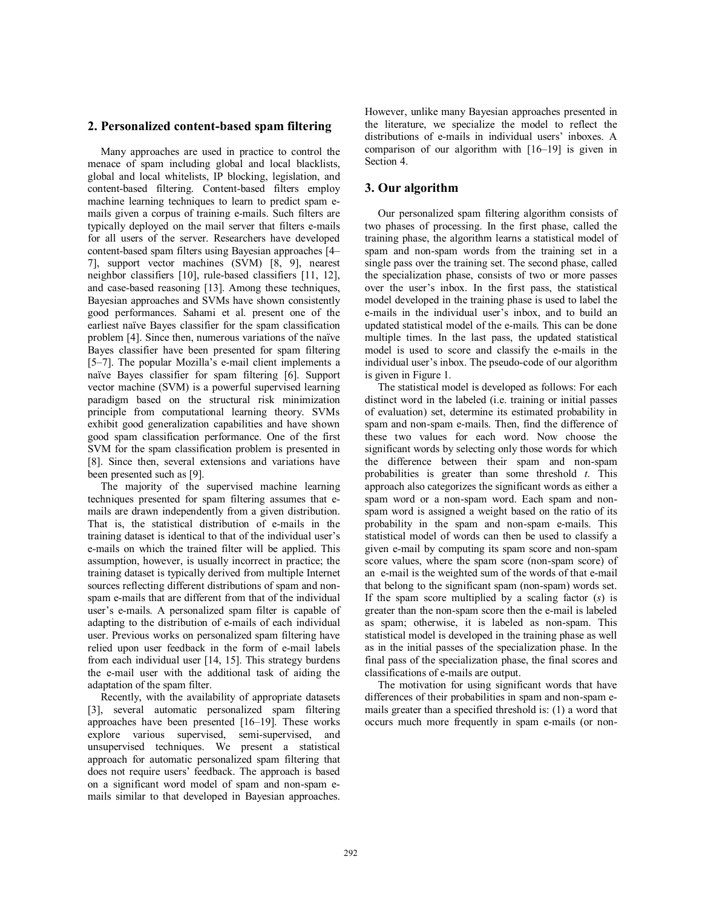## 2. Personalized content-based spam filtering

Many approaches are used in practice to control the menace of spam including global and local blacklists, global and local whitelists, IP blocking, legislation, and content-based filtering. Content-based filters employ machine learning techniques to learn to predict spam e-mails given a corpus of training e-mails. Such filters are typically deployed on the mail server that filters e-mails for all users of the server. Researchers have developed content-based spam filters using Bayesian approaches [4–7], support vector machines (SVM) [8, 9], nearest neighbor classifiers [10], rule-based classifiers [11, 12], and case-based reasoning [13]. Among these techniques, Bayesian approaches and SVMs have shown consistently good performances. Sahami et al. present one of the earliest naïve Bayes classifier for the spam classification problem [4]. Since then, numerous variations of the naïve Bayes classifier have been presented for spam filtering [5–7]. The popular Mozilla's e-mail client implements a naïve Bayes classifier for spam filtering [6]. Support vector machine (SVM) is a powerful supervised learning paradigm based on the structural risk minimization principle from computational learning theory. SVMs exhibit good generalization capabilities and have shown good spam classification performance. One of the first SVM for the spam classification problem is presented in [8]. Since then, several extensions and variations have been presented such as [9].

The majority of the supervised machine learning techniques presented for spam filtering assumes that e-mails are drawn independently from a given distribution. That is, the statistical distribution of e-mails in the training dataset is identical to that of the individual user's e-mails on which the trained filter will be applied. This assumption, however, is usually incorrect in practice; the training dataset is typically derived from multiple Internet sources reflecting different distributions of spam and non-spam e-mails that are different from that of the individual user's e-mails. A personalized spam filter is capable of adapting to the distribution of e-mails of each individual user. Previous works on personalized spam filtering have relied upon user feedback in the form of e-mail labels from each individual user [14, 15]. This strategy burdens the e-mail user with the additional task of aiding the adaptation of the spam filter.

Recently, with the availability of appropriate datasets [3], several automatic personalized spam filtering approaches have been presented [16–19]. These works explore various supervised, semi-supervised, and unsupervised techniques. We present a statistical approach for automatic personalized spam filtering that does not require users' feedback. The approach is based on a significant word model of spam and non-spam e-mails similar to that developed in Bayesian approaches. However, unlike many Bayesian approaches presented in the literature, we specialize the model to reflect the distributions of e-mails in individual users' inboxes. A comparison of our algorithm with [16–19] is given in Section 4.

## 3. Our algorithm

Our personalized spam filtering algorithm consists of two phases of processing. In the first phase, called the training phase, the algorithm learns a statistical model of spam and non-spam words from the training set in a single pass over the training set. The second phase, called the specialization phase, consists of two or more passes over the user's inbox. In the first pass, the statistical model developed in the training phase is used to label the e-mails in the individual user's inbox, and to build an updated statistical model of the e-mails. This can be done multiple times. In the last pass, the updated statistical model is used to score and classify the e-mails in the individual user's inbox. The pseudo-code of our algorithm is given in Figure 1.

The statistical model is developed as follows: For each distinct word in the labeled (i.e. training or initial passes of evaluation) set, determine its estimated probability in spam and non-spam e-mails. Then, find the difference of these two values for each word. Now choose the significant words by selecting only those words for which the difference between their spam and non-spam probabilities is greater than some threshold $t$. This approach also categorizes the significant words as either a spam word or a non-spam word. Each spam and non-spam word is assigned a weight based on the ratio of its probability in the spam and non-spam e-mails. This statistical model of words can then be used to classify a given e-mail by computing its spam score and non-spam score values, where the spam score (non-spam score) of an e-mail is the weighted sum of the words of that e-mail that belong to the significant spam (non-spam) words set. If the spam score multiplied by a scaling factor ($s$) is greater than the non-spam score then the e-mail is labeled as spam; otherwise, it is labeled as non-spam. This statistical model is developed in the training phase as well as in the initial passes of the specialization phase. In the final pass of the specialization phase, the final scores and classifications of e-mails are output.

The motivation for using significant words that have differences of their probabilities in spam and non-spam e-mails greater than a specified threshold is: (1) a word that occurs much more frequently in spam e-mails (or non-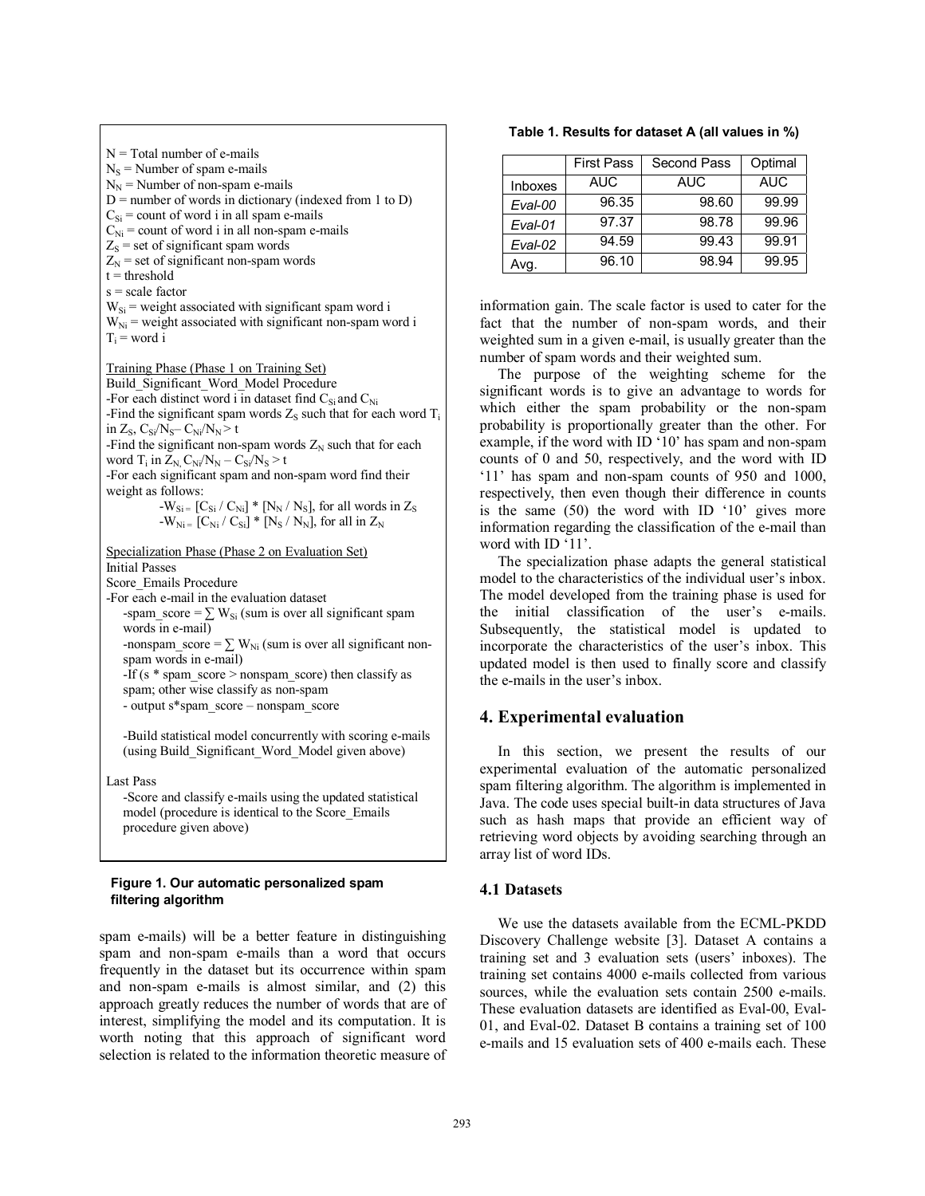N = Total number of e-mails
$N_S$ = Number of spam e-mails
$N_N$ = Number of non-spam e-mails
D = number of words in dictionary (indexed from 1 to D)
$C_{Si}$ = count of word i in all spam e-mails
$C_{Ni}$ = count of word i in all non-spam e-mails
$Z_S$ = set of significant spam words
$Z_N$ = set of significant non-spam words
t = threshold
s = scale factor
$W_{Si}$ = weight associated with significant spam word i
$W_{Ni}$ = weight associated with significant non-spam word i
$T_i$ = word i

Training Phase (Phase 1 on Training Set)
Build_Significant_Word_Model Procedure
-For each distinct word i in dataset find $C_{Si}$ and $C_{Ni}$
-Find the significant spam words $Z_S$ such that for each word $T_i$ in $Z_S$, $C_{Si}/N_S - C_{Ni}/N_N > t$
-Find the significant non-spam words $Z_N$ such that for each word $T_i$ in $Z_N$, $C_{Ni}/N_N - C_{Si}/N_S > t$
-For each significant spam and non-spam word find their weight as follows:
-$W_{Si} = [C_{Si} / C_{Ni}] * [N_N / N_S]$, for all words in $Z_S$
-$W_{Ni} = [C_{Ni} / C_{Si}] * [N_S / N_N]$, for all in $Z_N$

Specialization Phase (Phase 2 on Evaluation Set)
Initial Passes
Score_Emails Procedure
-For each e-mail in the evaluation dataset
-spam_score = $\sum W_{Si}$ (sum is over all significant spam words in e-mail)
-nonspam_score = $\sum W_{Ni}$ (sum is over all significant non-spam words in e-mail)
-If (s * spam_score > nonspam_score) then classify as spam; other wise classify as non-spam
- output s*spam_score – nonspam_score

-Build statistical model concurrently with scoring e-mails (using Build_Significant_Word_Model given above)

Last Pass
-Score and classify e-mails using the updated statistical model (procedure is identical to the Score_Emails procedure given above)

**Figure 1. Our automatic personalized spam filtering algorithm**

spam e-mails) will be a better feature in distinguishing spam and non-spam e-mails than a word that occurs frequently in the dataset but its occurrence within spam and non-spam e-mails is almost similar, and (2) this approach greatly reduces the number of words that are of interest, simplifying the model and its computation. It is worth noting that this approach of significant word selection is related to the information theoretic measure of information gain. The scale factor is used to cater for the fact that the number of non-spam words, and their weighted sum in a given e-mail, is usually greater than the number of spam words and their weighted sum.

The purpose of the weighting scheme for the significant words is to give an advantage to words for which either the spam probability or the non-spam probability is proportionally greater than the other. For example, if the word with ID '10' has spam and non-spam counts of 0 and 50, respectively, and the word with ID '11' has spam and non-spam counts of 950 and 1000, respectively, then even though their difference in counts is the same (50) the word with ID '10' gives more information regarding the classification of the e-mail than word with ID '11'.

The specialization phase adapts the general statistical model to the characteristics of the individual user's inbox. The model developed from the training phase is used for the initial classification of the user's e-mails. Subsequently, the statistical model is updated to incorporate the characteristics of the user's inbox. This updated model is then used to finally score and classify the e-mails in the user's inbox.

**Table 1. Results for dataset A (all values in %)**

| | First Pass | Second Pass | Optimal |
|---|---|---|---|
| Inboxes | AUC | AUC | AUC |
| *Eval-00* | 96.35 | 98.60 | 99.99 |
| *Eval-01* | 97.37 | 98.78 | 99.96 |
| *Eval-02* | 94.59 | 99.43 | 99.91 |
| Avg. | 96.10 | 98.94 | 99.95 |

## 4. Experimental evaluation

In this section, we present the results of our experimental evaluation of the automatic personalized spam filtering algorithm. The algorithm is implemented in Java. The code uses special built-in data structures of Java such as hash maps that provide an efficient way of retrieving word objects by avoiding searching through an array list of word IDs.

### 4.1 Datasets

We use the datasets available from the ECML-PKDD Discovery Challenge website [3]. Dataset A contains a training set and 3 evaluation sets (users' inboxes). The training set contains 4000 e-mails collected from various sources, while the evaluation sets contain 2500 e-mails. These evaluation datasets are identified as Eval-00, Eval-01, and Eval-02. Dataset B contains a training set of 100 e-mails and 15 evaluation sets of 400 e-mails each. These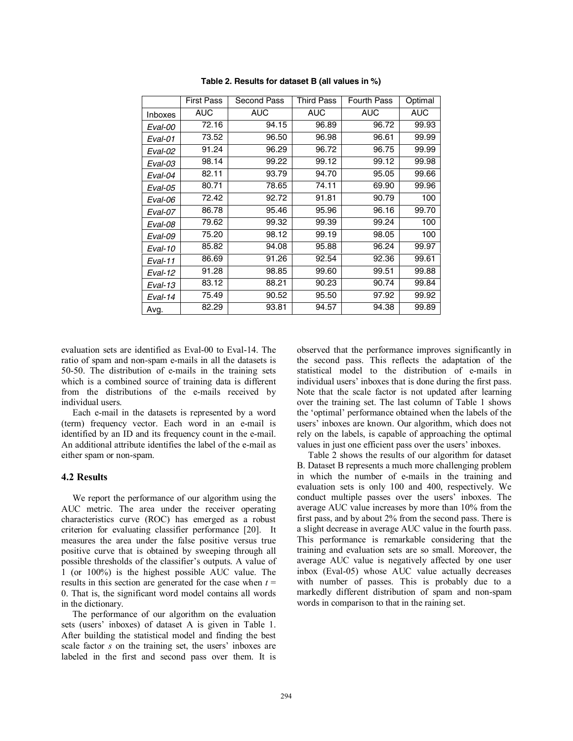**Table 2. Results for dataset B (all values in %)**

| | First Pass | Second Pass | Third Pass | Fourth Pass | Optimal |
|---|---|---|---|---|---|
| Inboxes | AUC | AUC | AUC | AUC | AUC |
| *Eval-00* | 72.16 | 94.15 | 96.89 | 96.72 | 99.93 |
| *Eval-01* | 73.52 | 96.50 | 96.98 | 96.61 | 99.99 |
| *Eval-02* | 91.24 | 96.29 | 96.72 | 96.75 | 99.99 |
| *Eval-03* | 98.14 | 99.22 | 99.12 | 99.12 | 99.98 |
| *Eval-04* | 82.11 | 93.79 | 94.70 | 95.05 | 99.66 |
| *Eval-05* | 80.71 | 78.65 | 74.11 | 69.90 | 99.96 |
| *Eval-06* | 72.42 | 92.72 | 91.81 | 90.79 | 100 |
| *Eval-07* | 86.78 | 95.46 | 95.96 | 96.16 | 99.70 |
| *Eval-08* | 79.62 | 99.32 | 99.39 | 99.24 | 100 |
| *Eval-09* | 75.20 | 98.12 | 99.19 | 98.05 | 100 |
| *Eval-10* | 85.82 | 94.08 | 95.88 | 96.24 | 99.97 |
| *Eval-11* | 86.69 | 91.26 | 92.54 | 92.36 | 99.61 |
| *Eval-12* | 91.28 | 98.85 | 99.60 | 99.51 | 99.88 |
| *Eval-13* | 83.12 | 88.21 | 90.23 | 90.74 | 99.84 |
| *Eval-14* | 75.49 | 90.52 | 95.50 | 97.92 | 99.92 |
| Avg. | 82.29 | 93.81 | 94.57 | 94.38 | 99.89 |

evaluation sets are identified as Eval-00 to Eval-14. The ratio of spam and non-spam e-mails in all the datasets is 50-50. The distribution of e-mails in the training sets which is a combined source of training data is different from the distributions of the e-mails received by individual users.

Each e-mail in the datasets is represented by a word (term) frequency vector. Each word in an e-mail is identified by an ID and its frequency count in the e-mail. An additional attribute identifies the label of the e-mail as either spam or non-spam.

### 4.2 Results

We report the performance of our algorithm using the AUC metric. The area under the receiver operating characteristics curve (ROC) has emerged as a robust criterion for evaluating classifier performance [20]. It measures the area under the false positive versus true positive curve that is obtained by sweeping through all possible thresholds of the classifier's outputs. A value of 1 (or 100%) is the highest possible AUC value. The results in this section are generated for the case when $t = 0$. That is, the significant word model contains all words in the dictionary.

The performance of our algorithm on the evaluation sets (users' inboxes) of dataset A is given in Table 1. After building the statistical model and finding the best scale factor $s$ on the training set, the users' inboxes are labeled in the first and second pass over them. It is observed that the performance improves significantly in the second pass. This reflects the adaptation of the statistical model to the distribution of e-mails in individual users' inboxes that is done during the first pass. Note that the scale factor is not updated after learning over the training set. The last column of Table 1 shows the 'optimal' performance obtained when the labels of the users' inboxes are known. Our algorithm, which does not rely on the labels, is capable of approaching the optimal values in just one efficient pass over the users' inboxes.

Table 2 shows the results of our algorithm for dataset B. Dataset B represents a much more challenging problem in which the number of e-mails in the training and evaluation sets is only 100 and 400, respectively. We conduct multiple passes over the users' inboxes. The average AUC value increases by more than 10% from the first pass, and by about 2% from the second pass. There is a slight decrease in average AUC value in the fourth pass. This performance is remarkable considering that the training and evaluation sets are so small. Moreover, the average AUC value is negatively affected by one user inbox (Eval-05) whose AUC value actually decreases with number of passes. This is probably due to a markedly different distribution of spam and non-spam words in comparison to that in the raining set.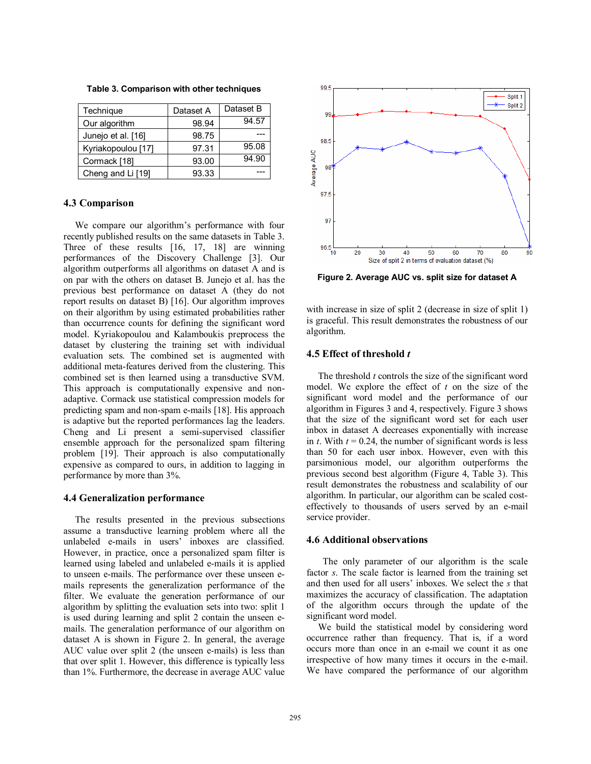**Table 3. Comparison with other techniques**

| Technique | Dataset A | Dataset B |
|---|---|---|
| Our algorithm | 98.94 | 94.57 |
| Junejo et al. [16] | 98.75 | --- |
| Kyriakopoulou [17] | 97.31 | 95.08 |
| Cormack [18] | 93.00 | 94.90 |
| Cheng and Li [19] | 93.33 | --- |

### 4.3 Comparison

We compare our algorithm's performance with four recently published results on the same datasets in Table 3. Three of these results [16, 17, 18] are winning performances of the Discovery Challenge [3]. Our algorithm outperforms all algorithms on dataset A and is on par with the others on dataset B. Junejo et al. has the previous best performance on dataset A (they do not report results on dataset B) [16]. Our algorithm improves on their algorithm by using estimated probabilities rather than occurrence counts for defining the significant word model. Kyriakopoulou and Kalamboukis preprocess the dataset by clustering the training set with individual evaluation sets. The combined set is augmented with additional meta-features derived from the clustering. This combined set is then learned using a transductive SVM. This approach is computationally expensive and non-adaptive. Cormack use statistical compression models for predicting spam and non-spam e-mails [18]. His approach is adaptive but the reported performances lag the leaders. Cheng and Li present a semi-supervised classifier ensemble approach for the personalized spam filtering problem [19]. Their approach is also computationally expensive as compared to ours, in addition to lagging in performance by more than 3%.

### 4.4 Generalization performance

The results presented in the previous subsections assume a transductive learning problem where all the unlabeled e-mails in users' inboxes are classified. However, in practice, once a personalized spam filter is learned using labeled and unlabeled e-mails it is applied to unseen e-mails. The performance over these unseen e-mails represents the generalization performance of the filter. We evaluate the generation performance of our algorithm by splitting the evaluation sets into two: split 1 is used during learning and split 2 contain the unseen e-mails. The generalization performance of our algorithm on dataset A is shown in Figure 2. In general, the average AUC value over split 2 (the unseen e-mails) is less than that over split 1. However, this difference is typically less than 1%. Furthermore, the decrease in average AUC value with increase in size of split 2 (decrease in size of split 1) is graceful. This result demonstrates the robustness of our algorithm.

**Figure 2. Average AUC vs. split size for dataset A**

### 4.5 Effect of threshold *t*

The threshold *t* controls the size of the significant word model. We explore the effect of *t* on the size of the significant word model and the performance of our algorithm in Figures 3 and 4, respectively. Figure 3 shows that the size of the significant word set for each user inbox in dataset A decreases exponentially with increase in *t*. With $t = 0.24$, the number of significant words is less than 50 for each user inbox. However, even with this parsimonious model, our algorithm outperforms the previous second best algorithm (Figure 4, Table 3). This result demonstrates the robustness and scalability of our algorithm. In particular, our algorithm can be scaled cost-effectively to thousands of users served by an e-mail service provider.

### 4.6 Additional observations

The only parameter of our algorithm is the scale factor *s*. The scale factor is learned from the training set and then used for all users' inboxes. We select the *s* that maximizes the accuracy of classification. The adaptation of the algorithm occurs through the update of the significant word model.

We build the statistical model by considering word occurrence rather than frequency. That is, if a word occurs more than once in an e-mail we count it as one irrespective of how many times it occurs in the e-mail. We have compared the performance of our algorithm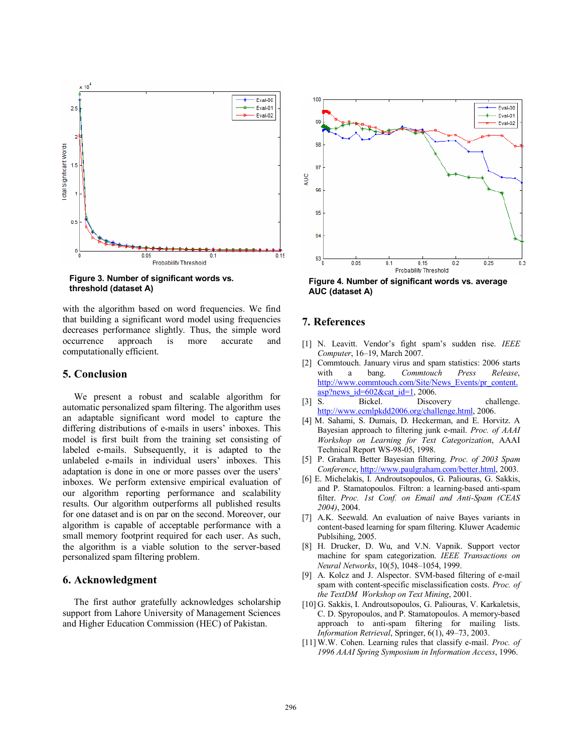Figure 3. Number of significant words vs. threshold (dataset A)

Figure 4. Number of significant words vs. average AUC (dataset A)

with the algorithm based on word frequencies. We find that building a significant word model using frequencies decreases performance slightly. Thus, the simple word occurrence approach is more accurate and computationally efficient.

## 5. Conclusion

We present a robust and scalable algorithm for automatic personalized spam filtering. The algorithm uses an adaptable significant word model to capture the differing distributions of e-mails in users' inboxes. This model is first built from the training set consisting of labeled e-mails. Subsequently, it is adapted to the unlabeled e-mails in individual users' inboxes. This adaptation is done in one or more passes over the users' inboxes. We perform extensive empirical evaluation of our algorithm reporting performance and scalability results. Our algorithm outperforms all published results for one dataset and is on par on the second. Moreover, our algorithm is capable of acceptable performance with a small memory footprint required for each user. As such, the algorithm is a viable solution to the server-based personalized spam filtering problem.

## 6. Acknowledgment

The first author gratefully acknowledges scholarship support from Lahore University of Management Sciences and Higher Education Commission (HEC) of Pakistan.

## 7. References

[1] N. Leavitt. Vendor's fight spam's sudden rise. *IEEE Computer*, 16–19, March 2007.

[2] Commtouch. January virus and spam statistics: 2006 starts with a bang. *Commtouch Press Release*, http://www.commtouch.com/Site/News_Events/pr_content.asp?news_id=602&cat_id=1, 2006.

[3] S. Bickel. Discovery challenge. http://www.ecmlpkdd2006.org/challenge.html, 2006.

[4] M. Sahami, S. Dumais, D. Heckerman, and E. Horvitz. A Bayesian approach to filtering junk e-mail. *Proc. of AAAI Workshop on Learning for Text Categorization*, AAAI Technical Report WS-98-05, 1998.

[5] P. Graham. Better Bayesian filtering. *Proc. of 2003 Spam Conference*, http://www.paulgraham.com/better.html, 2003.

[6] E. Michelakis, I. Androutsopoulos, G. Paliouras, G. Sakkis, and P. Stamatopoulos. Filtron: a learning-based anti-spam filter. *Proc. 1st Conf. on Email and Anti-Spam (CEAS 2004)*, 2004.

[7] A.K. Seewald. An evaluation of naive Bayes variants in content-based learning for spam filtering. Kluwer Academic Publsihing, 2005.

[8] H. Drucker, D. Wu, and V.N. Vapnik. Support vector machine for spam categorization. *IEEE Transactions on Neural Networks*, 10(5), 1048–1054, 1999.

[9] A. Kolcz and J. Alspector. SVM-based filtering of e-mail spam with content-specific misclassification costs. *Proc. of the TextDM Workshop on Text Mining*, 2001.

[10] G. Sakkis, I. Androutsopoulos, G. Paliouras, V. Karkaletsis, C. D. Spyropoulos, and P. Stamatopoulos. A memory-based approach to anti-spam filtering for mailing lists. *Information Retrieval*, Springer, 6(1), 49–73, 2003.

[11] W.W. Cohen. Learning rules that classify e-mail. *Proc. of 1996 AAAI Spring Symposium in Information Access*, 1996.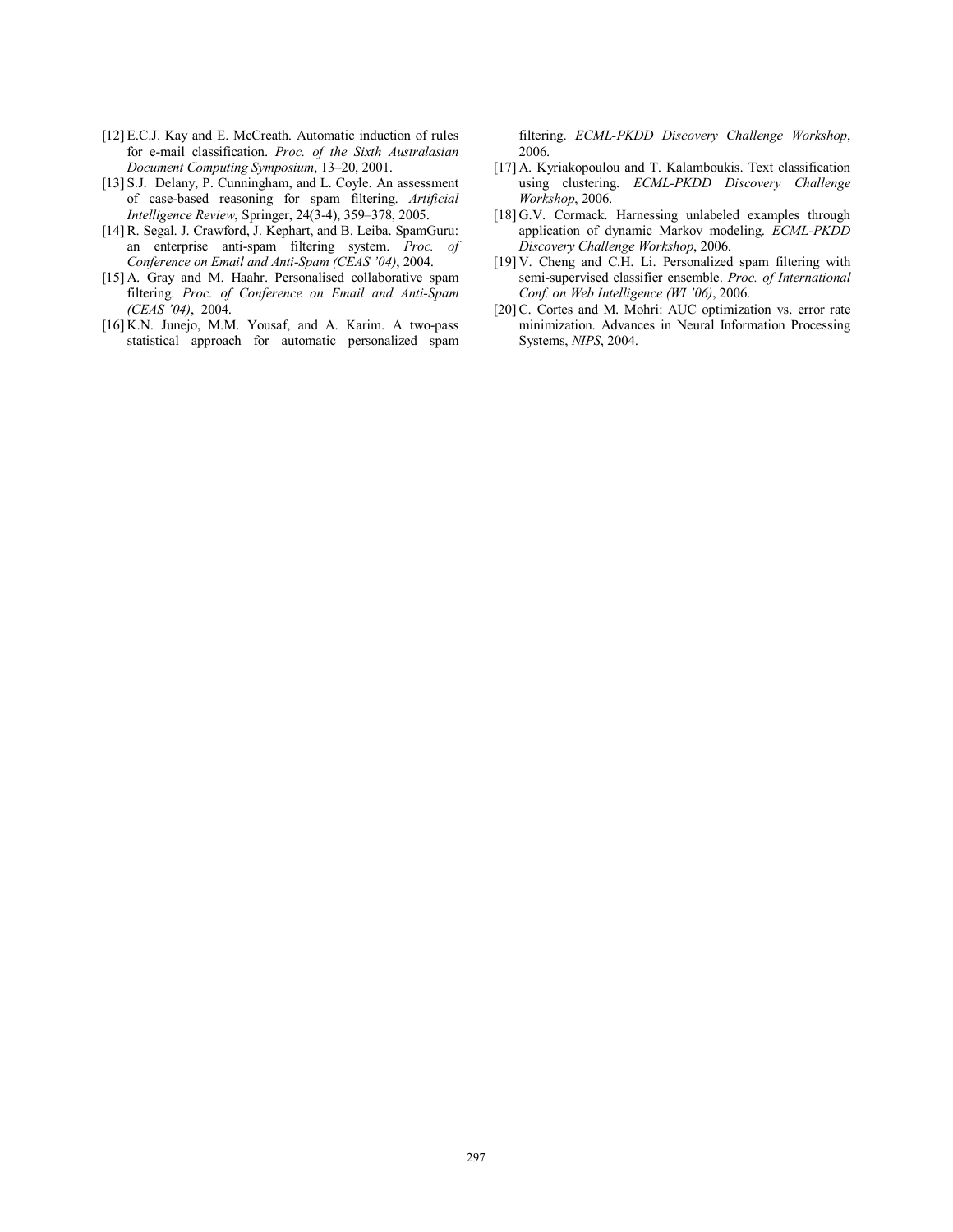[12] E.C.J. Kay and E. McCreath. Automatic induction of rules for e-mail classification. *Proc. of the Sixth Australasian Document Computing Symposium*, 13–20, 2001.

[13] S.J. Delany, P. Cunningham, and L. Coyle. An assessment of case-based reasoning for spam filtering. *Artificial Intelligence Review*, Springer, 24(3-4), 359–378, 2005.

[14] R. Segal. J. Crawford, J. Kephart, and B. Leiba. SpamGuru: an enterprise anti-spam filtering system. *Proc. of Conference on Email and Anti-Spam (CEAS '04)*, 2004.

[15] A. Gray and M. Haahr. Personalised collaborative spam filtering. *Proc. of Conference on Email and Anti-Spam (CEAS '04)*, 2004.

[16] K.N. Junejo, M.M. Yousaf, and A. Karim. A two-pass statistical approach for automatic personalized spam filtering. *ECML-PKDD Discovery Challenge Workshop*, 2006.

[17] A. Kyriakopoulou and T. Kalamboukis. Text classification using clustering. *ECML-PKDD Discovery Challenge Workshop*, 2006.

[18] G.V. Cormack. Harnessing unlabeled examples through application of dynamic Markov modeling. *ECML-PKDD Discovery Challenge Workshop*, 2006.

[19] V. Cheng and C.H. Li. Personalized spam filtering with semi-supervised classifier ensemble. *Proc. of International Conf. on Web Intelligence (WI '06)*, 2006.

[20] C. Cortes and M. Mohri: AUC optimization vs. error rate minimization. Advances in Neural Information Processing Systems, *NIPS*, 2004.